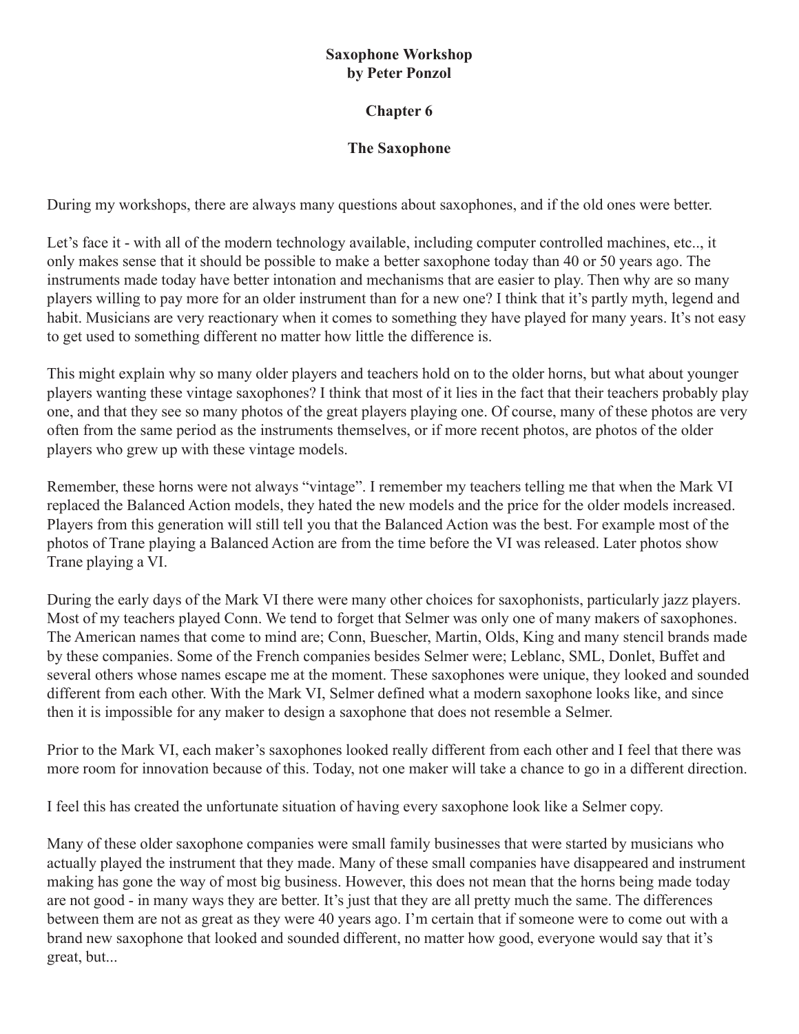**Saxophone Workshop**
**by Peter Ponzol**

# Chapter 6

## The Saxophone

During my workshops, there are always many questions about saxophones, and if the old ones were better.

Let's face it - with all of the modern technology available, including computer controlled machines, etc.., it only makes sense that it should be possible to make a better saxophone today than 40 or 50 years ago. The instruments made today have better intonation and mechanisms that are easier to play. Then why are so many players willing to pay more for an older instrument than for a new one? I think that it's partly myth, legend and habit. Musicians are very reactionary when it comes to something they have played for many years. It's not easy to get used to something different no matter how little the difference is.

This might explain why so many older players and teachers hold on to the older horns, but what about younger players wanting these vintage saxophones? I think that most of it lies in the fact that their teachers probably play one, and that they see so many photos of the great players playing one. Of course, many of these photos are very often from the same period as the instruments themselves, or if more recent photos, are photos of the older players who grew up with these vintage models.

Remember, these horns were not always "vintage". I remember my teachers telling me that when the Mark VI replaced the Balanced Action models, they hated the new models and the price for the older models increased. Players from this generation will still tell you that the Balanced Action was the best. For example most of the photos of Trane playing a Balanced Action are from the time before the VI was released. Later photos show Trane playing a VI.

During the early days of the Mark VI there were many other choices for saxophonists, particularly jazz players. Most of my teachers played Conn. We tend to forget that Selmer was only one of many makers of saxophones. The American names that come to mind are; Conn, Buescher, Martin, Olds, King and many stencil brands made by these companies. Some of the French companies besides Selmer were; Leblanc, SML, Donlet, Buffet and several others whose names escape me at the moment. These saxophones were unique, they looked and sounded different from each other. With the Mark VI, Selmer defined what a modern saxophone looks like, and since then it is impossible for any maker to design a saxophone that does not resemble a Selmer.

Prior to the Mark VI, each maker's saxophones looked really different from each other and I feel that there was more room for innovation because of this. Today, not one maker will take a chance to go in a different direction.

I feel this has created the unfortunate situation of having every saxophone look like a Selmer copy.

Many of these older saxophone companies were small family businesses that were started by musicians who actually played the instrument that they made. Many of these small companies have disappeared and instrument making has gone the way of most big business. However, this does not mean that the horns being made today are not good - in many ways they are better. It's just that they are all pretty much the same. The differences between them are not as great as they were 40 years ago. I'm certain that if someone were to come out with a brand new saxophone that looked and sounded different, no matter how good, everyone would say that it's great, but...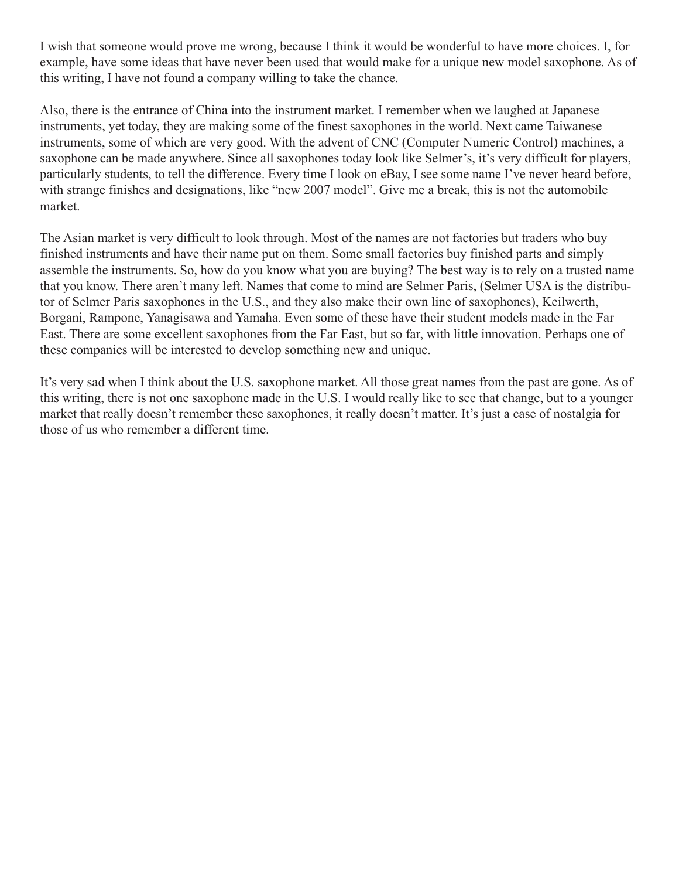I wish that someone would prove me wrong, because I think it would be wonderful to have more choices. I, for example, have some ideas that have never been used that would make for a unique new model saxophone. As of this writing, I have not found a company willing to take the chance.

Also, there is the entrance of China into the instrument market. I remember when we laughed at Japanese instruments, yet today, they are making some of the finest saxophones in the world. Next came Taiwanese instruments, some of which are very good. With the advent of CNC (Computer Numeric Control) machines, a saxophone can be made anywhere. Since all saxophones today look like Selmer's, it's very difficult for players, particularly students, to tell the difference. Every time I look on eBay, I see some name I've never heard before, with strange finishes and designations, like "new 2007 model". Give me a break, this is not the automobile market.

The Asian market is very difficult to look through. Most of the names are not factories but traders who buy finished instruments and have their name put on them. Some small factories buy finished parts and simply assemble the instruments. So, how do you know what you are buying? The best way is to rely on a trusted name that you know. There aren't many left. Names that come to mind are Selmer Paris, (Selmer USA is the distributor of Selmer Paris saxophones in the U.S., and they also make their own line of saxophones), Keilwerth, Borgani, Rampone, Yanagisawa and Yamaha. Even some of these have their student models made in the Far East. There are some excellent saxophones from the Far East, but so far, with little innovation. Perhaps one of these companies will be interested to develop something new and unique.

It's very sad when I think about the U.S. saxophone market. All those great names from the past are gone. As of this writing, there is not one saxophone made in the U.S. I would really like to see that change, but to a younger market that really doesn't remember these saxophones, it really doesn't matter. It's just a case of nostalgia for those of us who remember a different time.